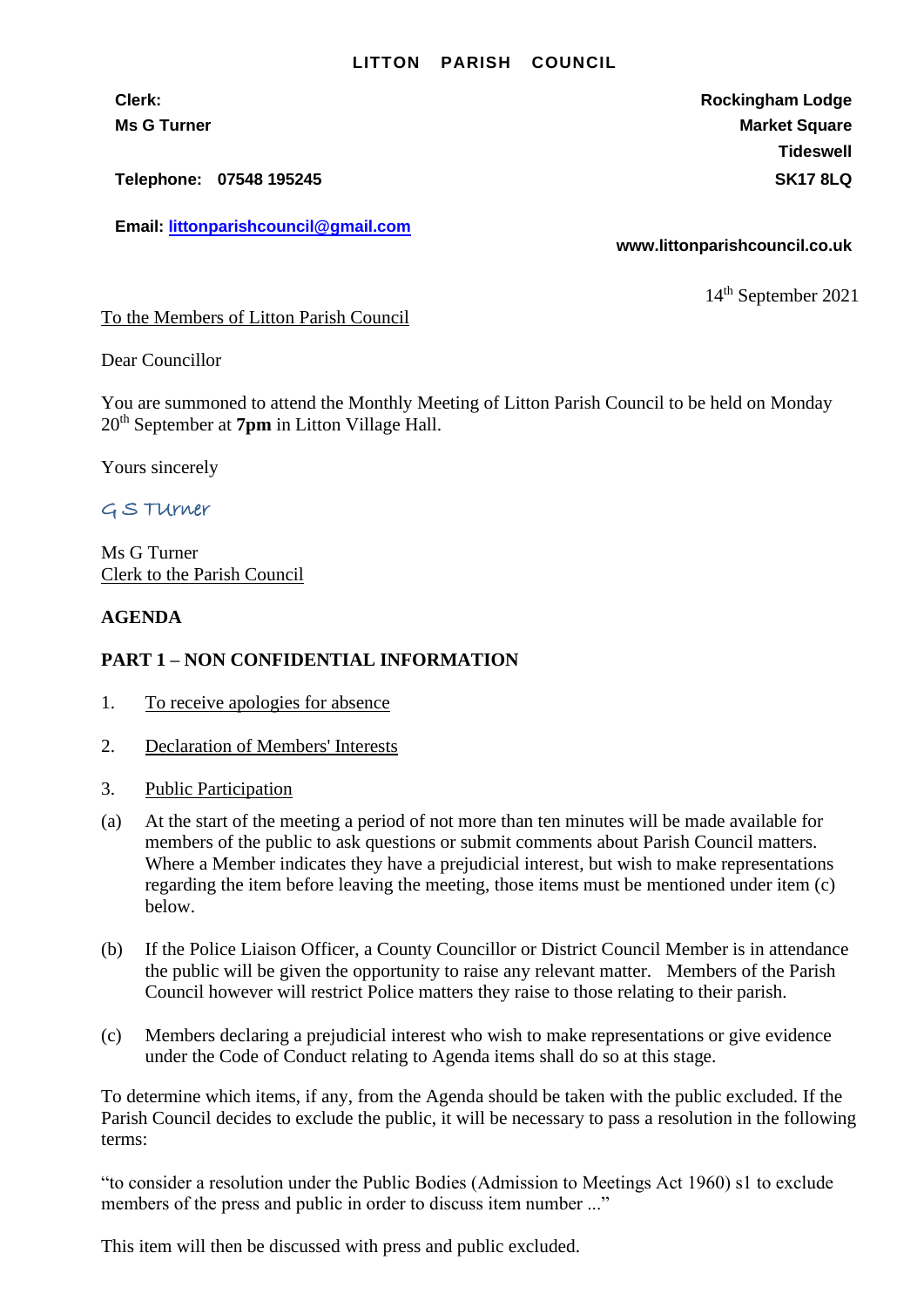**LITTON PARISH COUNCIL**

**Clerk:**
**Ms G Turner**

**Telephone: 07548 195245**

**Email: littonparishcouncil@gmail.com**

**Rockingham Lodge**
**Market Square**
**Tideswell**
**SK17 8LQ**

**www.littonparishcouncil.co.uk**

14th September 2021

To the Members of Litton Parish Council

Dear Councillor

You are summoned to attend the Monthly Meeting of Litton Parish Council to be held on Monday 20th September at **7pm** in Litton Village Hall.

Yours sincerely

G S Turner

Ms G Turner
Clerk to the Parish Council

**AGENDA**

**PART 1 – NON CONFIDENTIAL INFORMATION**

1. To receive apologies for absence

2. Declaration of Members' Interests

3. Public Participation

(a) At the start of the meeting a period of not more than ten minutes will be made available for members of the public to ask questions or submit comments about Parish Council matters. Where a Member indicates they have a prejudicial interest, but wish to make representations regarding the item before leaving the meeting, those items must be mentioned under item (c) below.

(b) If the Police Liaison Officer, a County Councillor or District Council Member is in attendance the public will be given the opportunity to raise any relevant matter. Members of the Parish Council however will restrict Police matters they raise to those relating to their parish.

(c) Members declaring a prejudicial interest who wish to make representations or give evidence under the Code of Conduct relating to Agenda items shall do so at this stage.

To determine which items, if any, from the Agenda should be taken with the public excluded. If the Parish Council decides to exclude the public, it will be necessary to pass a resolution in the following terms:

"to consider a resolution under the Public Bodies (Admission to Meetings Act 1960) s1 to exclude members of the press and public in order to discuss item number ..."

This item will then be discussed with press and public excluded.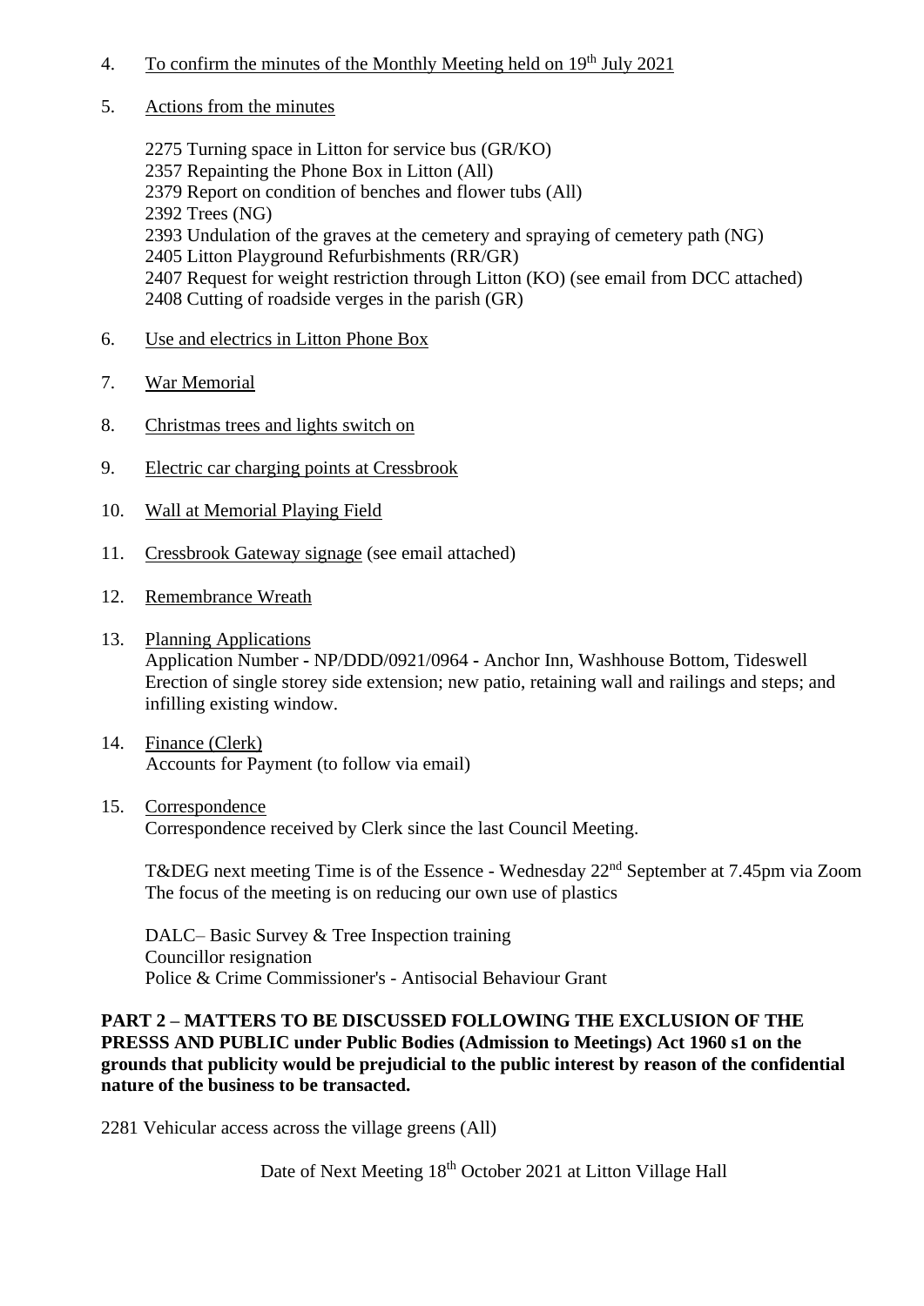4. To confirm the minutes of the Monthly Meeting held on 19th July 2021

5. Actions from the minutes

   2275 Turning space in Litton for service bus (GR/KO)
   2357 Repainting the Phone Box in Litton (All)
   2379 Report on condition of benches and flower tubs (All)
   2392 Trees (NG)
   2393 Undulation of the graves at the cemetery and spraying of cemetery path (NG)
   2405 Litton Playground Refurbishments (RR/GR)
   2407 Request for weight restriction through Litton (KO) (see email from DCC attached)
   2408 Cutting of roadside verges in the parish (GR)

6. Use and electrics in Litton Phone Box

7. War Memorial

8. Christmas trees and lights switch on

9. Electric car charging points at Cressbrook

10. Wall at Memorial Playing Field

11. Cressbrook Gateway signage (see email attached)

12. Remembrance Wreath

13. Planning Applications
    Application Number - NP/DDD/0921/0964 - Anchor Inn, Washhouse Bottom, Tideswell
    Erection of single storey side extension; new patio, retaining wall and railings and steps; and infilling existing window.

14. Finance (Clerk)
    Accounts for Payment (to follow via email)

15. Correspondence
    Correspondence received by Clerk since the last Council Meeting.

    T&DEG next meeting Time is of the Essence - Wednesday 22nd September at 7.45pm via Zoom
    The focus of the meeting is on reducing our own use of plastics

    DALC– Basic Survey & Tree Inspection training
    Councillor resignation
    Police & Crime Commissioner's - Antisocial Behaviour Grant

**PART 2 – MATTERS TO BE DISCUSSED FOLLOWING THE EXCLUSION OF THE PRESSS AND PUBLIC under Public Bodies (Admission to Meetings) Act 1960 s1 on the grounds that publicity would be prejudicial to the public interest by reason of the confidential nature of the business to be transacted.**

2281 Vehicular access across the village greens (All)

Date of Next Meeting 18th October 2021 at Litton Village Hall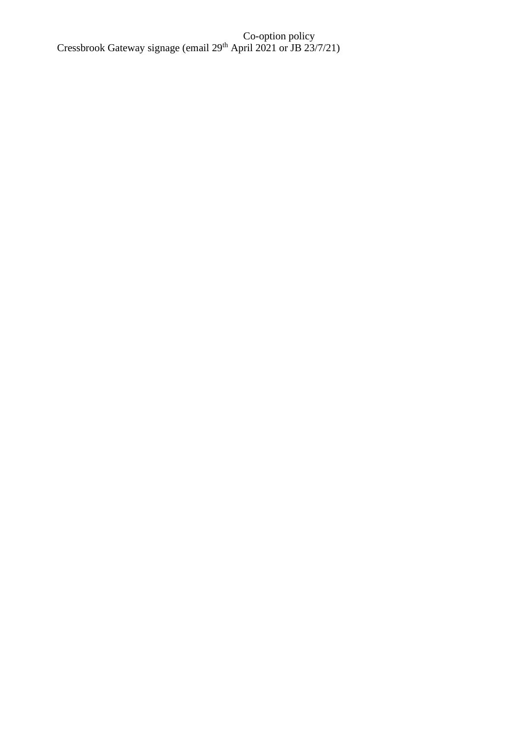Co-option policy

Cressbrook Gateway signage (email 29th April 2021 or JB 23/7/21)